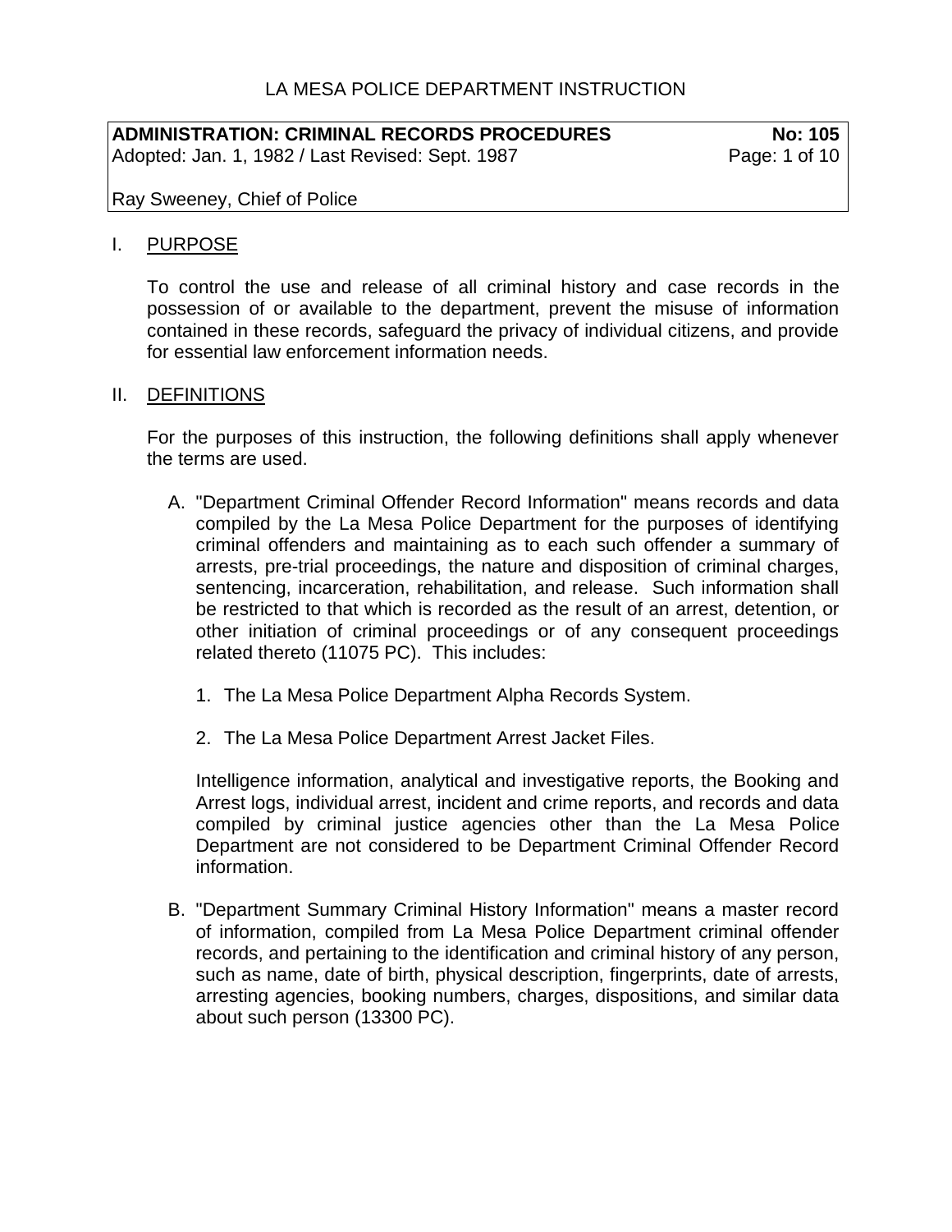# LA MESA POLICE DEPARTMENT INSTRUCTION

**ADMINISTRATION: CRIMINAL RECORDS PROCEDURES** **No: 105**
Adopted: Jan. 1, 1982 / Last Revised: Sept. 1987

Ray Sweeney, Chief of Police

## I. PURPOSE

To control the use and release of all criminal history and case records in the possession of or available to the department, prevent the misuse of information contained in these records, safeguard the privacy of individual citizens, and provide for essential law enforcement information needs.

## II. DEFINITIONS

For the purposes of this instruction, the following definitions shall apply whenever the terms are used.

A. "Department Criminal Offender Record Information" means records and data compiled by the La Mesa Police Department for the purposes of identifying criminal offenders and maintaining as to each such offender a summary of arrests, pre-trial proceedings, the nature and disposition of criminal charges, sentencing, incarceration, rehabilitation, and release. Such information shall be restricted to that which is recorded as the result of an arrest, detention, or other initiation of criminal proceedings or of any consequent proceedings related thereto (11075 PC). This includes:

   1. The La Mesa Police Department Alpha Records System.

   2. The La Mesa Police Department Arrest Jacket Files.

   Intelligence information, analytical and investigative reports, the Booking and Arrest logs, individual arrest, incident and crime reports, and records and data compiled by criminal justice agencies other than the La Mesa Police Department are not considered to be Department Criminal Offender Record information.

B. "Department Summary Criminal History Information" means a master record of information, compiled from La Mesa Police Department criminal offender records, and pertaining to the identification and criminal history of any person, such as name, date of birth, physical description, fingerprints, date of arrests, arresting agencies, booking numbers, charges, dispositions, and similar data about such person (13300 PC).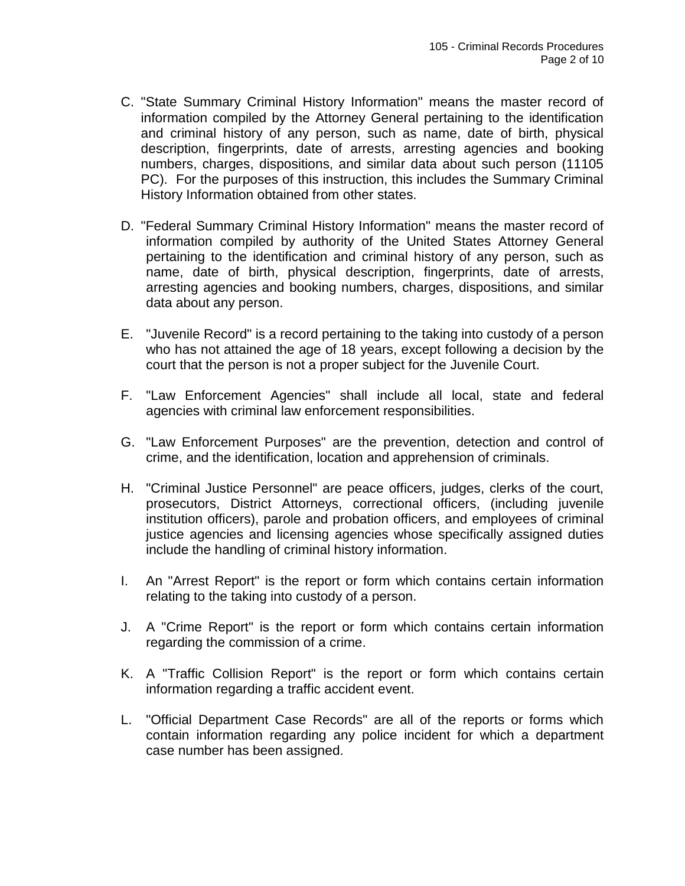C. "State Summary Criminal History Information" means the master record of information compiled by the Attorney General pertaining to the identification and criminal history of any person, such as name, date of birth, physical description, fingerprints, date of arrests, arresting agencies and booking numbers, charges, dispositions, and similar data about such person (11105 PC). For the purposes of this instruction, this includes the Summary Criminal History Information obtained from other states.

D. "Federal Summary Criminal History Information" means the master record of information compiled by authority of the United States Attorney General pertaining to the identification and criminal history of any person, such as name, date of birth, physical description, fingerprints, date of arrests, arresting agencies and booking numbers, charges, dispositions, and similar data about any person.

E. "Juvenile Record" is a record pertaining to the taking into custody of a person who has not attained the age of 18 years, except following a decision by the court that the person is not a proper subject for the Juvenile Court.

F. "Law Enforcement Agencies" shall include all local, state and federal agencies with criminal law enforcement responsibilities.

G. "Law Enforcement Purposes" are the prevention, detection and control of crime, and the identification, location and apprehension of criminals.

H. "Criminal Justice Personnel" are peace officers, judges, clerks of the court, prosecutors, District Attorneys, correctional officers, (including juvenile institution officers), parole and probation officers, and employees of criminal justice agencies and licensing agencies whose specifically assigned duties include the handling of criminal history information.

I. An "Arrest Report" is the report or form which contains certain information relating to the taking into custody of a person.

J. A "Crime Report" is the report or form which contains certain information regarding the commission of a crime.

K. A "Traffic Collision Report" is the report or form which contains certain information regarding a traffic accident event.

L. "Official Department Case Records" are all of the reports or forms which contain information regarding any police incident for which a department case number has been assigned.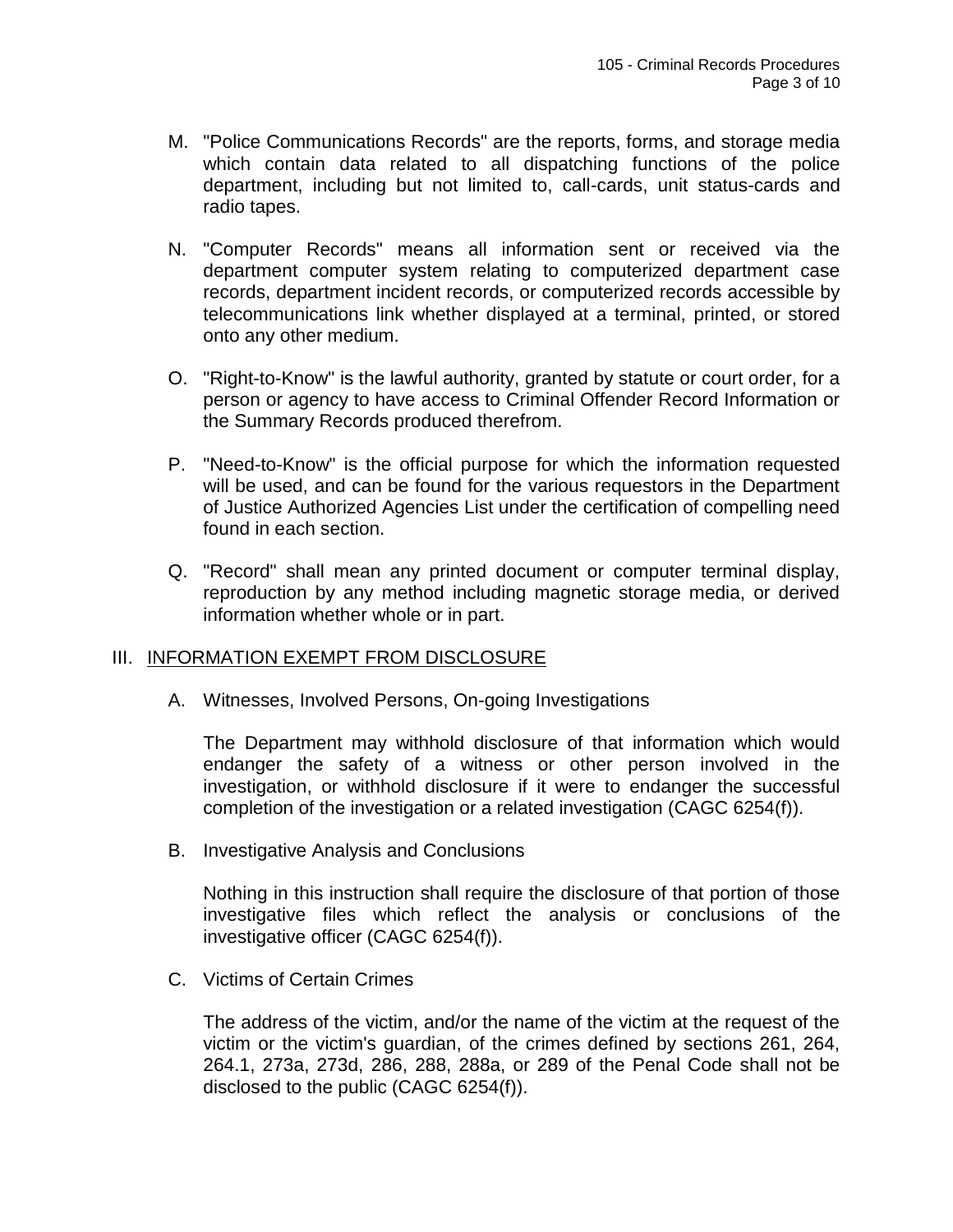M. "Police Communications Records" are the reports, forms, and storage media which contain data related to all dispatching functions of the police department, including but not limited to, call-cards, unit status-cards and radio tapes.

N. "Computer Records" means all information sent or received via the department computer system relating to computerized department case records, department incident records, or computerized records accessible by telecommunications link whether displayed at a terminal, printed, or stored onto any other medium.

O. "Right-to-Know" is the lawful authority, granted by statute or court order, for a person or agency to have access to Criminal Offender Record Information or the Summary Records produced therefrom.

P. "Need-to-Know" is the official purpose for which the information requested will be used, and can be found for the various requestors in the Department of Justice Authorized Agencies List under the certification of compelling need found in each section.

Q. "Record" shall mean any printed document or computer terminal display, reproduction by any method including magnetic storage media, or derived information whether whole or in part.

## III. INFORMATION EXEMPT FROM DISCLOSURE

A. Witnesses, Involved Persons, On-going Investigations

The Department may withhold disclosure of that information which would endanger the safety of a witness or other person involved in the investigation, or withhold disclosure if it were to endanger the successful completion of the investigation or a related investigation (CAGC 6254(f)).

B. Investigative Analysis and Conclusions

Nothing in this instruction shall require the disclosure of that portion of those investigative files which reflect the analysis or conclusions of the investigative officer (CAGC 6254(f)).

C. Victims of Certain Crimes

The address of the victim, and/or the name of the victim at the request of the victim or the victim's guardian, of the crimes defined by sections 261, 264, 264.1, 273a, 273d, 286, 288, 288a, or 289 of the Penal Code shall not be disclosed to the public (CAGC 6254(f)).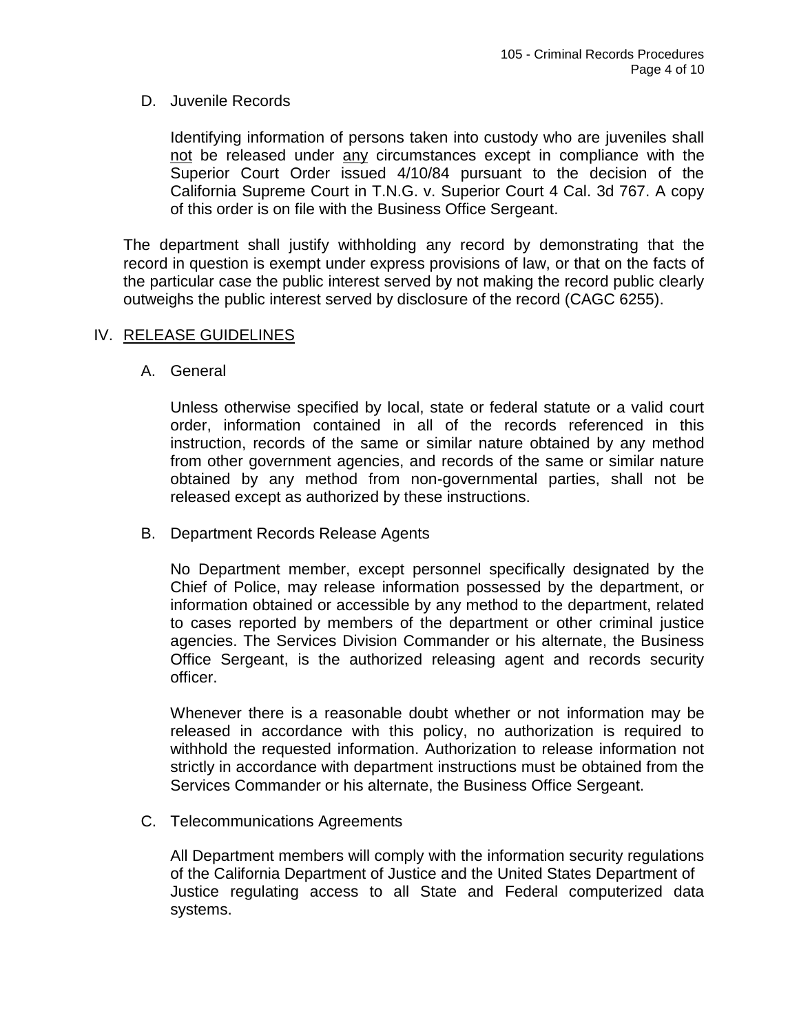D. Juvenile Records

Identifying information of persons taken into custody who are juveniles shall <u>not</u> be released under <u>any</u> circumstances except in compliance with the Superior Court Order issued 4/10/84 pursuant to the decision of the California Supreme Court in T.N.G. v. Superior Court 4 Cal. 3d 767. A copy of this order is on file with the Business Office Sergeant.

The department shall justify withholding any record by demonstrating that the record in question is exempt under express provisions of law, or that on the facts of the particular case the public interest served by not making the record public clearly outweighs the public interest served by disclosure of the record (CAGC 6255).

## IV. <u>RELEASE GUIDELINES</u>

A. General

Unless otherwise specified by local, state or federal statute or a valid court order, information contained in all of the records referenced in this instruction, records of the same or similar nature obtained by any method from other government agencies, and records of the same or similar nature obtained by any method from non-governmental parties, shall not be released except as authorized by these instructions.

B. Department Records Release Agents

No Department member, except personnel specifically designated by the Chief of Police, may release information possessed by the department, or information obtained or accessible by any method to the department, related to cases reported by members of the department or other criminal justice agencies. The Services Division Commander or his alternate, the Business Office Sergeant, is the authorized releasing agent and records security officer.

Whenever there is a reasonable doubt whether or not information may be released in accordance with this policy, no authorization is required to withhold the requested information. Authorization to release information not strictly in accordance with department instructions must be obtained from the Services Commander or his alternate, the Business Office Sergeant.

C. Telecommunications Agreements

All Department members will comply with the information security regulations of the California Department of Justice and the United States Department of Justice regulating access to all State and Federal computerized data systems.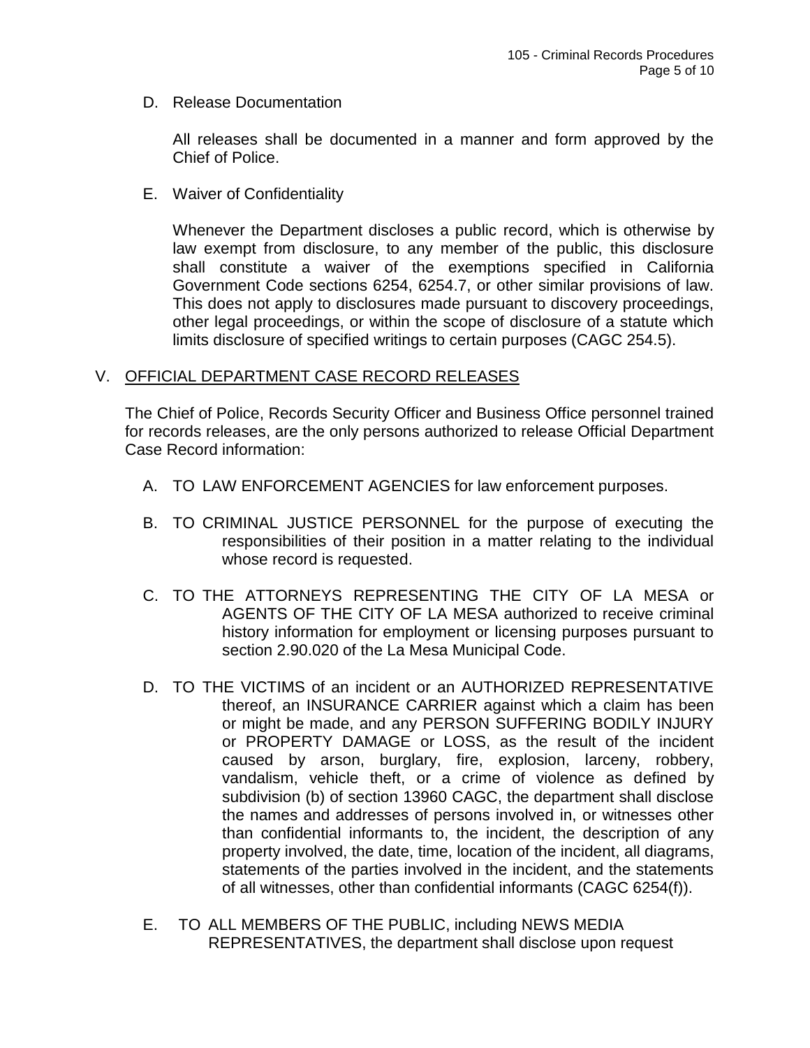D. Release Documentation

All releases shall be documented in a manner and form approved by the Chief of Police.

E. Waiver of Confidentiality

Whenever the Department discloses a public record, which is otherwise by law exempt from disclosure, to any member of the public, this disclosure shall constitute a waiver of the exemptions specified in California Government Code sections 6254, 6254.7, or other similar provisions of law. This does not apply to disclosures made pursuant to discovery proceedings, other legal proceedings, or within the scope of disclosure of a statute which limits disclosure of specified writings to certain purposes (CAGC 254.5).

## V. <u>OFFICIAL DEPARTMENT CASE RECORD RELEASES</u>

The Chief of Police, Records Security Officer and Business Office personnel trained for records releases, are the only persons authorized to release Official Department Case Record information:

A. TO LAW ENFORCEMENT AGENCIES for law enforcement purposes.

B. TO CRIMINAL JUSTICE PERSONNEL for the purpose of executing the responsibilities of their position in a matter relating to the individual whose record is requested.

C. TO THE ATTORNEYS REPRESENTING THE CITY OF LA MESA or AGENTS OF THE CITY OF LA MESA authorized to receive criminal history information for employment or licensing purposes pursuant to section 2.90.020 of the La Mesa Municipal Code.

D. TO THE VICTIMS of an incident or an AUTHORIZED REPRESENTATIVE thereof, an INSURANCE CARRIER against which a claim has been or might be made, and any PERSON SUFFERING BODILY INJURY or PROPERTY DAMAGE or LOSS, as the result of the incident caused by arson, burglary, fire, explosion, larceny, robbery, vandalism, vehicle theft, or a crime of violence as defined by subdivision (b) of section 13960 CAGC, the department shall disclose the names and addresses of persons involved in, or witnesses other than confidential informants to, the incident, the description of any property involved, the date, time, location of the incident, all diagrams, statements of the parties involved in the incident, and the statements of all witnesses, other than confidential informants (CAGC 6254(f)).

E. TO ALL MEMBERS OF THE PUBLIC, including NEWS MEDIA REPRESENTATIVES, the department shall disclose upon request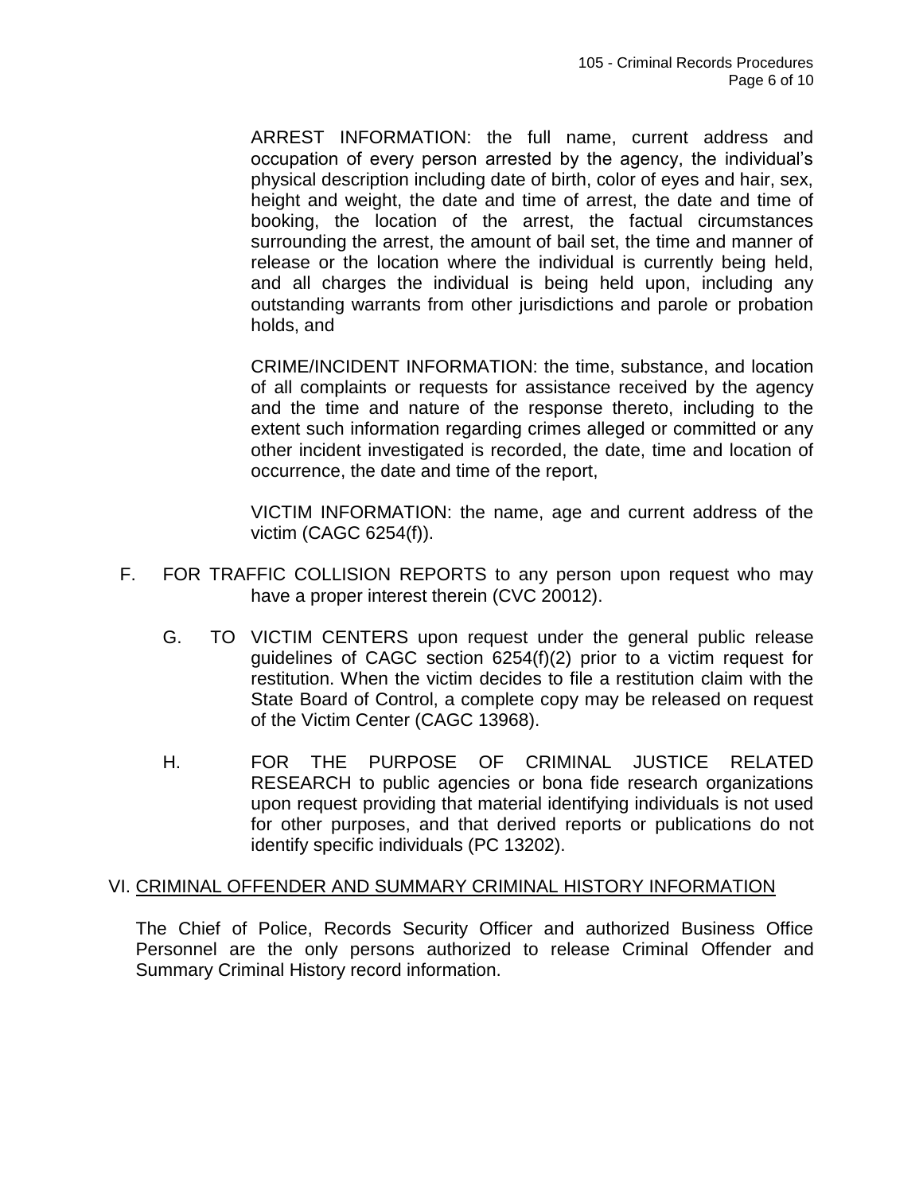ARREST INFORMATION: the full name, current address and occupation of every person arrested by the agency, the individual's physical description including date of birth, color of eyes and hair, sex, height and weight, the date and time of arrest, the date and time of booking, the location of the arrest, the factual circumstances surrounding the arrest, the amount of bail set, the time and manner of release or the location where the individual is currently being held, and all charges the individual is being held upon, including any outstanding warrants from other jurisdictions and parole or probation holds, and

CRIME/INCIDENT INFORMATION: the time, substance, and location of all complaints or requests for assistance received by the agency and the time and nature of the response thereto, including to the extent such information regarding crimes alleged or committed or any other incident investigated is recorded, the date, time and location of occurrence, the date and time of the report,

VICTIM INFORMATION: the name, age and current address of the victim (CAGC 6254(f)).

F. FOR TRAFFIC COLLISION REPORTS to any person upon request who may have a proper interest therein (CVC 20012).

G. TO VICTIM CENTERS upon request under the general public release guidelines of CAGC section 6254(f)(2) prior to a victim request for restitution. When the victim decides to file a restitution claim with the State Board of Control, a complete copy may be released on request of the Victim Center (CAGC 13968).

H. FOR THE PURPOSE OF CRIMINAL JUSTICE RELATED RESEARCH to public agencies or bona fide research organizations upon request providing that material identifying individuals is not used for other purposes, and that derived reports or publications do not identify specific individuals (PC 13202).

## VI. CRIMINAL OFFENDER AND SUMMARY CRIMINAL HISTORY INFORMATION

The Chief of Police, Records Security Officer and authorized Business Office Personnel are the only persons authorized to release Criminal Offender and Summary Criminal History record information.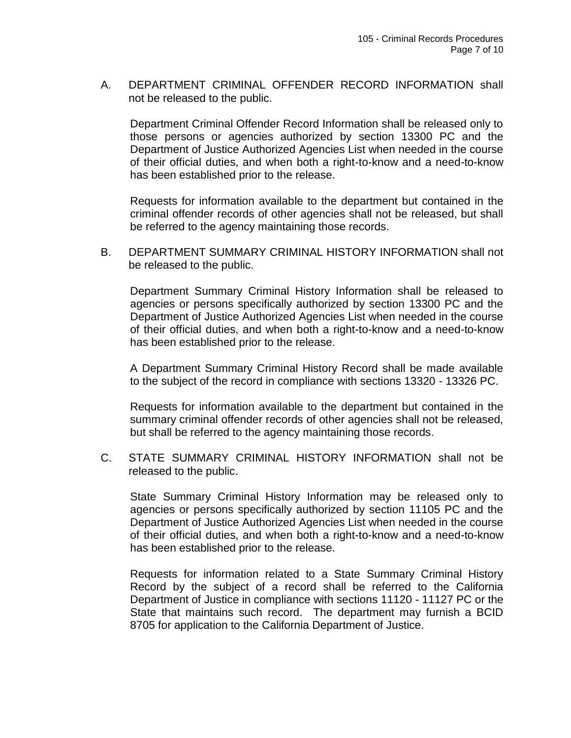A. DEPARTMENT CRIMINAL OFFENDER RECORD INFORMATION shall not be released to the public.

   Department Criminal Offender Record Information shall be released only to those persons or agencies authorized by section 13300 PC and the Department of Justice Authorized Agencies List when needed in the course of their official duties, and when both a right-to-know and a need-to-know has been established prior to the release.

   Requests for information available to the department but contained in the criminal offender records of other agencies shall not be released, but shall be referred to the agency maintaining those records.

B. DEPARTMENT SUMMARY CRIMINAL HISTORY INFORMATION shall not be released to the public.

   Department Summary Criminal History Information shall be released to agencies or persons specifically authorized by section 13300 PC and the Department of Justice Authorized Agencies List when needed in the course of their official duties, and when both a right-to-know and a need-to-know has been established prior to the release.

   A Department Summary Criminal History Record shall be made available to the subject of the record in compliance with sections 13320 - 13326 PC.

   Requests for information available to the department but contained in the summary criminal offender records of other agencies shall not be released, but shall be referred to the agency maintaining those records.

C. STATE SUMMARY CRIMINAL HISTORY INFORMATION shall not be released to the public.

   State Summary Criminal History Information may be released only to agencies or persons specifically authorized by section 11105 PC and the Department of Justice Authorized Agencies List when needed in the course of their official duties, and when both a right-to-know and a need-to-know has been established prior to the release.

   Requests for information related to a State Summary Criminal History Record by the subject of a record shall be referred to the California Department of Justice in compliance with sections 11120 - 11127 PC or the State that maintains such record. The department may furnish a BCID 8705 for application to the California Department of Justice.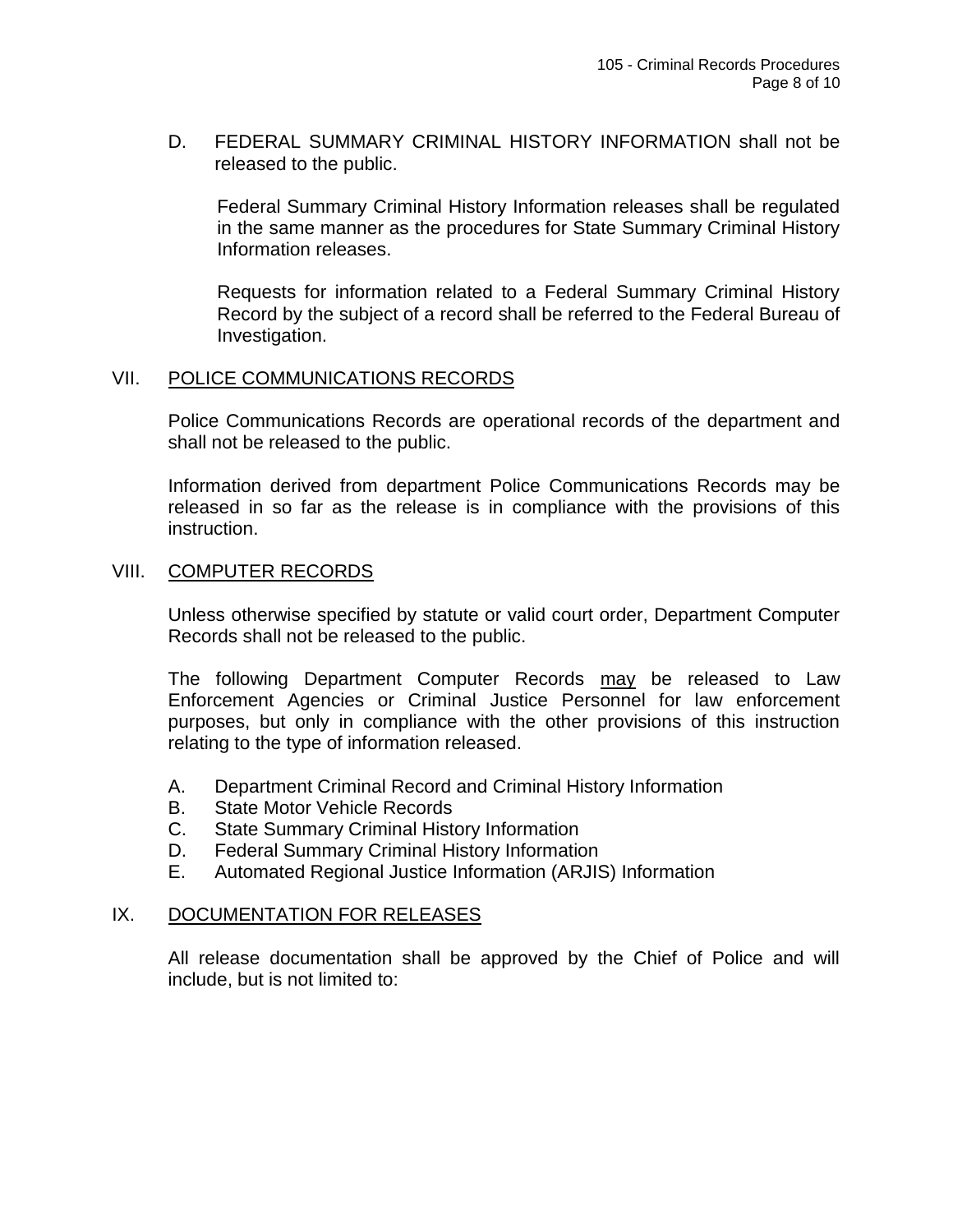D. FEDERAL SUMMARY CRIMINAL HISTORY INFORMATION shall not be released to the public.

Federal Summary Criminal History Information releases shall be regulated in the same manner as the procedures for State Summary Criminal History Information releases.

Requests for information related to a Federal Summary Criminal History Record by the subject of a record shall be referred to the Federal Bureau of Investigation.

## VII. POLICE COMMUNICATIONS RECORDS

Police Communications Records are operational records of the department and shall not be released to the public.

Information derived from department Police Communications Records may be released in so far as the release is in compliance with the provisions of this instruction.

## VIII. COMPUTER RECORDS

Unless otherwise specified by statute or valid court order, Department Computer Records shall not be released to the public.

The following Department Computer Records <u>may</u> be released to Law Enforcement Agencies or Criminal Justice Personnel for law enforcement purposes, but only in compliance with the other provisions of this instruction relating to the type of information released.

A. Department Criminal Record and Criminal History Information
B. State Motor Vehicle Records
C. State Summary Criminal History Information
D. Federal Summary Criminal History Information
E. Automated Regional Justice Information (ARJIS) Information

## IX. DOCUMENTATION FOR RELEASES

All release documentation shall be approved by the Chief of Police and will include, but is not limited to: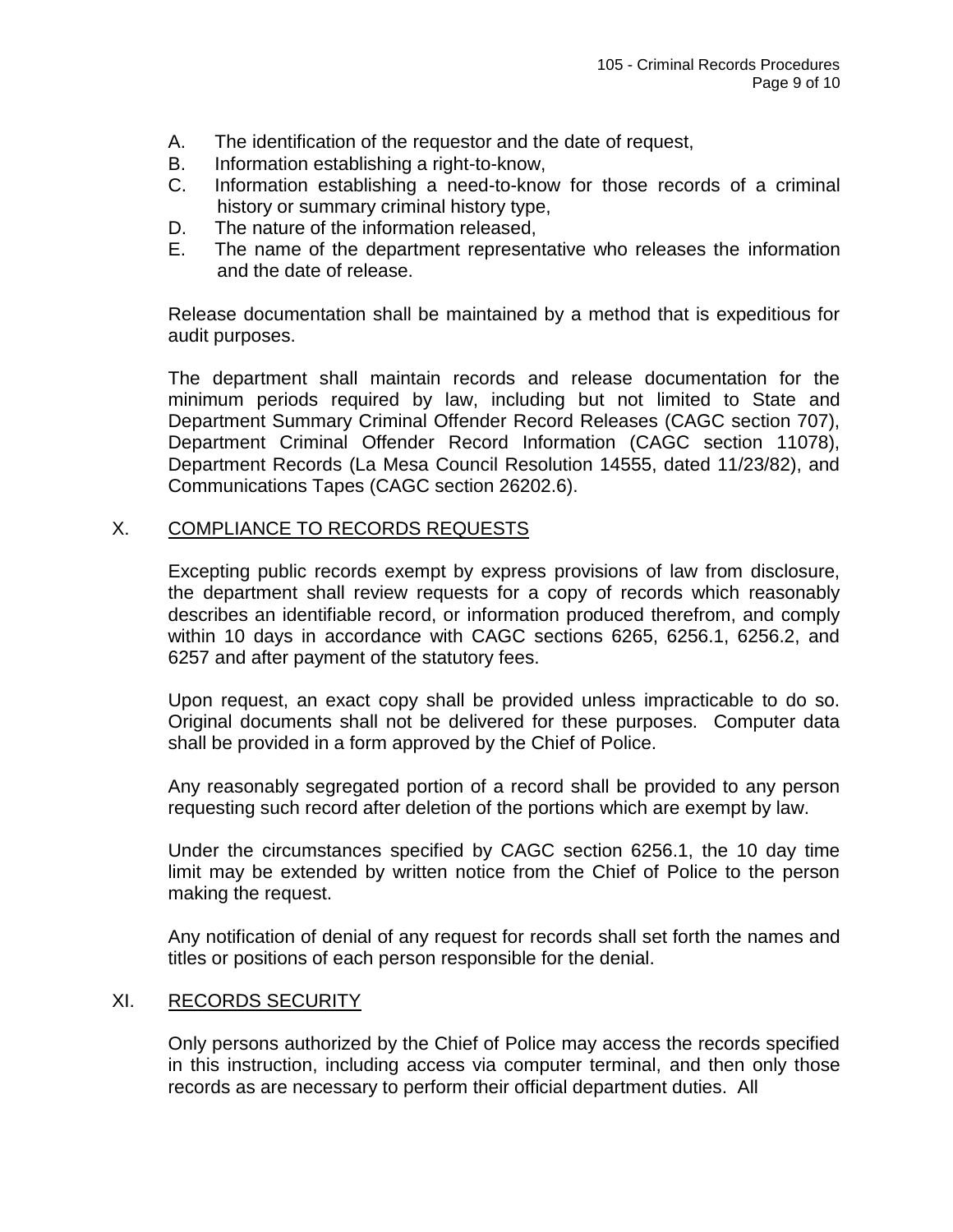A. The identification of the requestor and the date of request,
B. Information establishing a right-to-know,
C. Information establishing a need-to-know for those records of a criminal history or summary criminal history type,
D. The nature of the information released,
E. The name of the department representative who releases the information and the date of release.

Release documentation shall be maintained by a method that is expeditious for audit purposes.

The department shall maintain records and release documentation for the minimum periods required by law, including but not limited to State and Department Summary Criminal Offender Record Releases (CAGC section 707), Department Criminal Offender Record Information (CAGC section 11078), Department Records (La Mesa Council Resolution 14555, dated 11/23/82), and Communications Tapes (CAGC section 26202.6).

## X. COMPLIANCE TO RECORDS REQUESTS

Excepting public records exempt by express provisions of law from disclosure, the department shall review requests for a copy of records which reasonably describes an identifiable record, or information produced therefrom, and comply within 10 days in accordance with CAGC sections 6265, 6256.1, 6256.2, and 6257 and after payment of the statutory fees.

Upon request, an exact copy shall be provided unless impracticable to do so. Original documents shall not be delivered for these purposes. Computer data shall be provided in a form approved by the Chief of Police.

Any reasonably segregated portion of a record shall be provided to any person requesting such record after deletion of the portions which are exempt by law.

Under the circumstances specified by CAGC section 6256.1, the 10 day time limit may be extended by written notice from the Chief of Police to the person making the request.

Any notification of denial of any request for records shall set forth the names and titles or positions of each person responsible for the denial.

## XI. RECORDS SECURITY

Only persons authorized by the Chief of Police may access the records specified in this instruction, including access via computer terminal, and then only those records as are necessary to perform their official department duties. All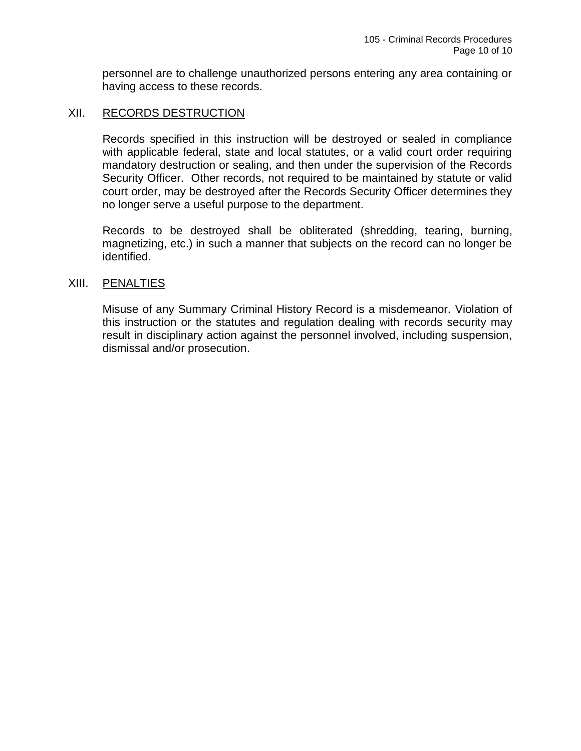personnel are to challenge unauthorized persons entering any area containing or having access to these records.

## XII. RECORDS DESTRUCTION

Records specified in this instruction will be destroyed or sealed in compliance with applicable federal, state and local statutes, or a valid court order requiring mandatory destruction or sealing, and then under the supervision of the Records Security Officer. Other records, not required to be maintained by statute or valid court order, may be destroyed after the Records Security Officer determines they no longer serve a useful purpose to the department.

Records to be destroyed shall be obliterated (shredding, tearing, burning, magnetizing, etc.) in such a manner that subjects on the record can no longer be identified.

## XIII. PENALTIES

Misuse of any Summary Criminal History Record is a misdemeanor. Violation of this instruction or the statutes and regulation dealing with records security may result in disciplinary action against the personnel involved, including suspension, dismissal and/or prosecution.